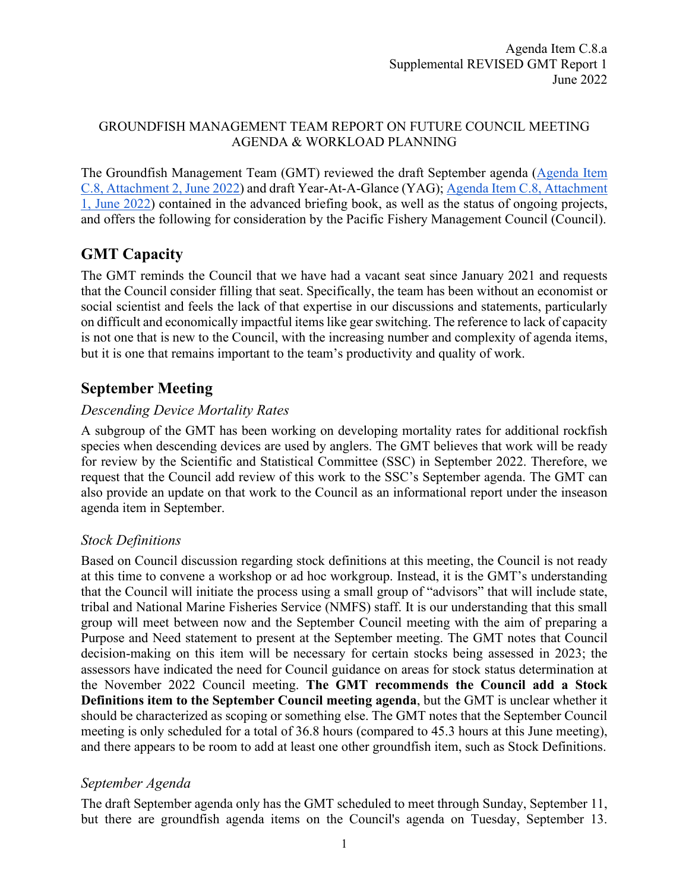Agenda Item C.8.a
Supplemental REVISED GMT Report 1
June 2022

GROUNDFISH MANAGEMENT TEAM REPORT ON FUTURE COUNCIL MEETING AGENDA & WORKLOAD PLANNING

The Groundfish Management Team (GMT) reviewed the draft September agenda (Agenda Item C.8, Attachment 2, June 2022) and draft Year-At-A-Glance (YAG); Agenda Item C.8, Attachment 1, June 2022) contained in the advanced briefing book, as well as the status of ongoing projects, and offers the following for consideration by the Pacific Fishery Management Council (Council).

## GMT Capacity

The GMT reminds the Council that we have had a vacant seat since January 2021 and requests that the Council consider filling that seat. Specifically, the team has been without an economist or social scientist and feels the lack of that expertise in our discussions and statements, particularly on difficult and economically impactful items like gear switching. The reference to lack of capacity is not one that is new to the Council, with the increasing number and complexity of agenda items, but it is one that remains important to the team's productivity and quality of work.

## September Meeting

### *Descending Device Mortality Rates*

A subgroup of the GMT has been working on developing mortality rates for additional rockfish species when descending devices are used by anglers. The GMT believes that work will be ready for review by the Scientific and Statistical Committee (SSC) in September 2022. Therefore, we request that the Council add review of this work to the SSC's September agenda. The GMT can also provide an update on that work to the Council as an informational report under the inseason agenda item in September.

### *Stock Definitions*

Based on Council discussion regarding stock definitions at this meeting, the Council is not ready at this time to convene a workshop or ad hoc workgroup. Instead, it is the GMT's understanding that the Council will initiate the process using a small group of "advisors" that will include state, tribal and National Marine Fisheries Service (NMFS) staff. It is our understanding that this small group will meet between now and the September Council meeting with the aim of preparing a Purpose and Need statement to present at the September meeting. The GMT notes that Council decision-making on this item will be necessary for certain stocks being assessed in 2023; the assessors have indicated the need for Council guidance on areas for stock status determination at the November 2022 Council meeting. **The GMT recommends the Council add a Stock Definitions item to the September Council meeting agenda**, but the GMT is unclear whether it should be characterized as scoping or something else. The GMT notes that the September Council meeting is only scheduled for a total of 36.8 hours (compared to 45.3 hours at this June meeting), and there appears to be room to add at least one other groundfish item, such as Stock Definitions.

### *September Agenda*

The draft September agenda only has the GMT scheduled to meet through Sunday, September 11, but there are groundfish agenda items on the Council's agenda on Tuesday, September 13.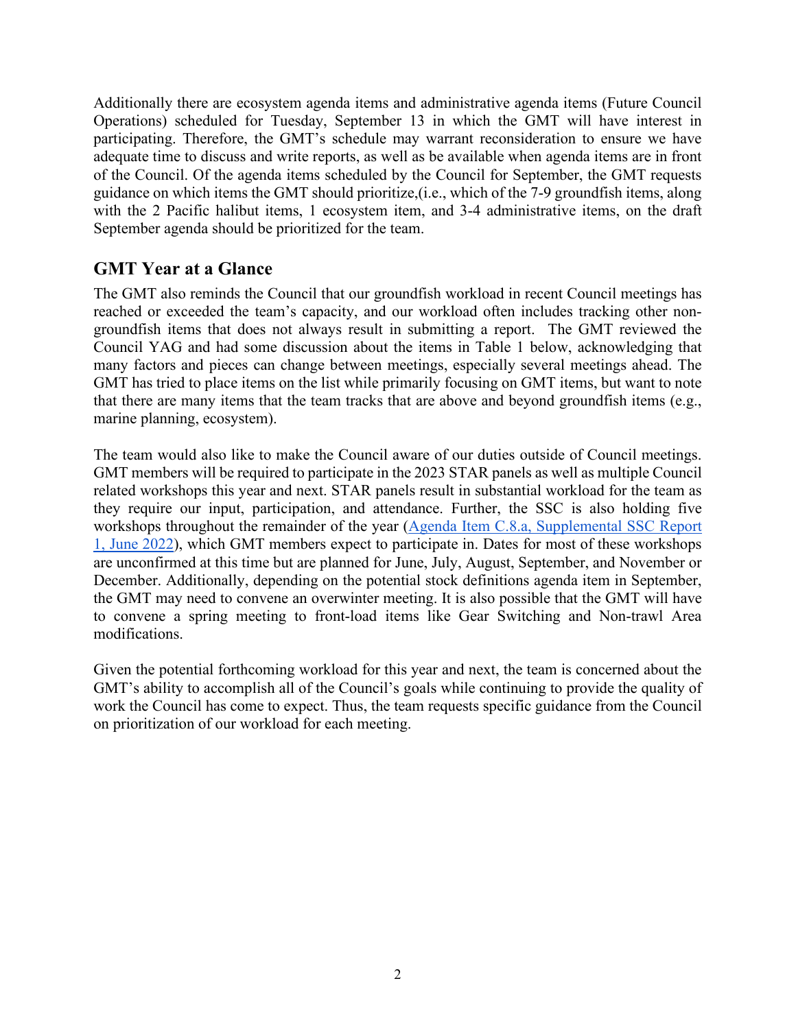Additionally there are ecosystem agenda items and administrative agenda items (Future Council Operations) scheduled for Tuesday, September 13 in which the GMT will have interest in participating. Therefore, the GMT's schedule may warrant reconsideration to ensure we have adequate time to discuss and write reports, as well as be available when agenda items are in front of the Council. Of the agenda items scheduled by the Council for September, the GMT requests guidance on which items the GMT should prioritize,(i.e., which of the 7-9 groundfish items, along with the 2 Pacific halibut items, 1 ecosystem item, and 3-4 administrative items, on the draft September agenda should be prioritized for the team.

## GMT Year at a Glance

The GMT also reminds the Council that our groundfish workload in recent Council meetings has reached or exceeded the team's capacity, and our workload often includes tracking other non-groundfish items that does not always result in submitting a report. The GMT reviewed the Council YAG and had some discussion about the items in Table 1 below, acknowledging that many factors and pieces can change between meetings, especially several meetings ahead. The GMT has tried to place items on the list while primarily focusing on GMT items, but want to note that there are many items that the team tracks that are above and beyond groundfish items (e.g., marine planning, ecosystem).

The team would also like to make the Council aware of our duties outside of Council meetings. GMT members will be required to participate in the 2023 STAR panels as well as multiple Council related workshops this year and next. STAR panels result in substantial workload for the team as they require our input, participation, and attendance. Further, the SSC is also holding five workshops throughout the remainder of the year (Agenda Item C.8.a, Supplemental SSC Report 1, June 2022), which GMT members expect to participate in. Dates for most of these workshops are unconfirmed at this time but are planned for June, July, August, September, and November or December. Additionally, depending on the potential stock definitions agenda item in September, the GMT may need to convene an overwinter meeting. It is also possible that the GMT will have to convene a spring meeting to front-load items like Gear Switching and Non-trawl Area modifications.

Given the potential forthcoming workload for this year and next, the team is concerned about the GMT's ability to accomplish all of the Council's goals while continuing to provide the quality of work the Council has come to expect. Thus, the team requests specific guidance from the Council on prioritization of our workload for each meeting.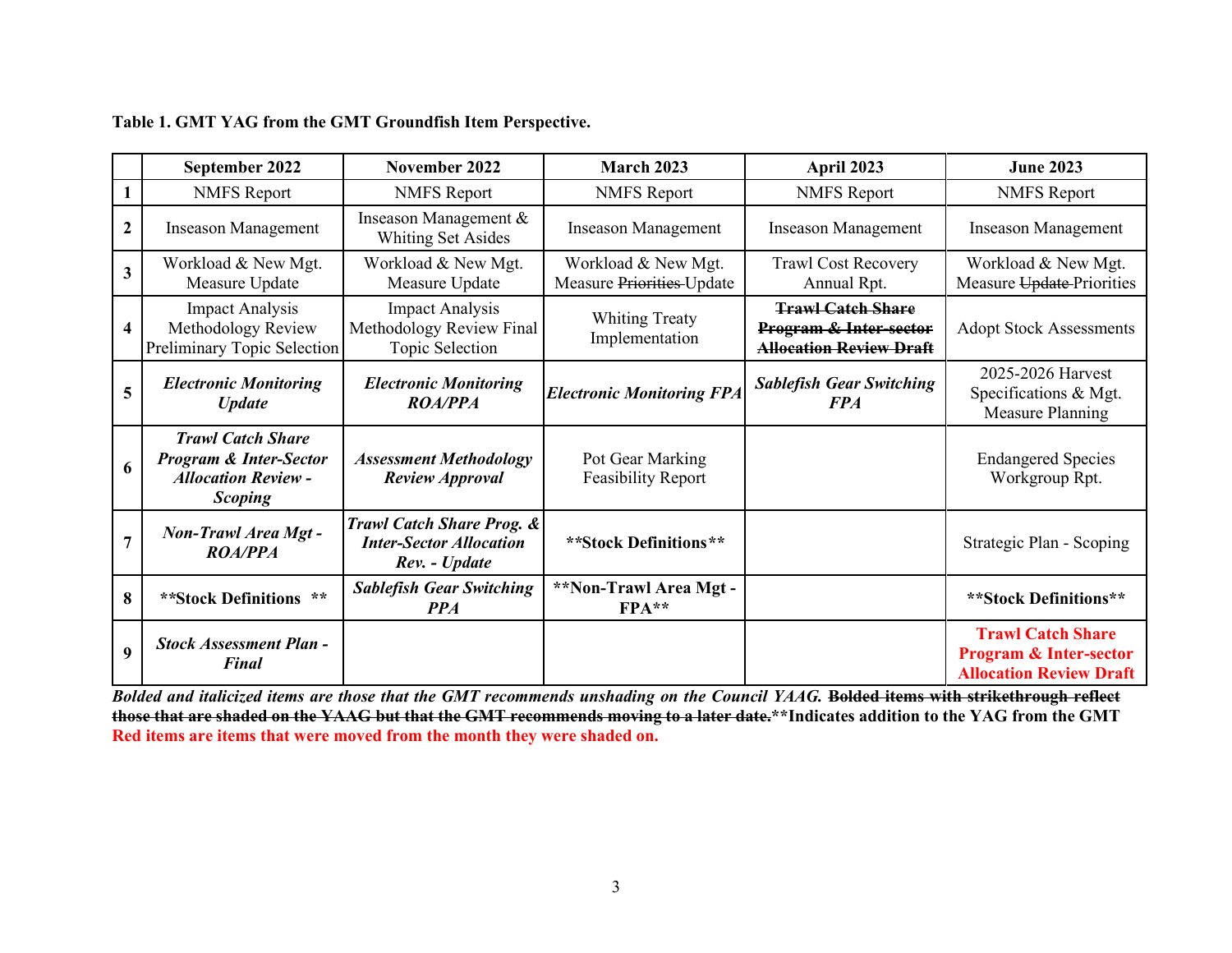**Table 1. GMT YAG from the GMT Groundfish Item Perspective.**

| | September 2022 | November 2022 | March 2023 | April 2023 | June 2023 |
|---|---|---|---|---|---|
| 1 | NMFS Report | NMFS Report | NMFS Report | NMFS Report | NMFS Report |
| 2 | Inseason Management | Inseason Management & Whiting Set Asides | Inseason Management | Inseason Management | Inseason Management |
| 3 | Workload & New Mgt. Measure Update | Workload & New Mgt. Measure Update | Workload & New Mgt. Measure ~~Priorities~~ Update | Trawl Cost Recovery Annual Rpt. | Workload & New Mgt. Measure ~~Update~~ Priorities |
| 4 | Impact Analysis Methodology Review Preliminary Topic Selection | Impact Analysis Methodology Review Final Topic Selection | Whiting Treaty Implementation | **~~Trawl Catch Share Program & Inter-sector Allocation Review Draft~~** | Adopt Stock Assessments |
| 5 | ***Electronic Monitoring Update*** | ***Electronic Monitoring ROA/PPA*** | ***Electronic Monitoring FPA*** | ***Sablefish Gear Switching FPA*** | 2025-2026 Harvest Specifications & Mgt. Measure Planning |
| 6 | ***Trawl Catch Share Program & Inter-Sector Allocation Review - Scoping*** | ***Assessment Methodology Review Approval*** | Pot Gear Marking Feasibility Report | | Endangered Species Workgroup Rpt. |
| 7 | ***Non-Trawl Area Mgt - ROA/PPA*** | ***Trawl Catch Share Prog. & Inter-Sector Allocation Rev. - Update*** | **\*\*Stock Definitions\*\*** | | Strategic Plan - Scoping |
| 8 | **\*\*Stock Definitions \*\*** | ***Sablefish Gear Switching PPA*** | **\*\*Non-Trawl Area Mgt - FPA\*\*** | | **\*\*Stock Definitions\*\*** |
| 9 | ***Stock Assessment Plan - Final*** | | | | **Trawl Catch Share Program & Inter-sector Allocation Review Draft** |

***Bolded and italicized items are those that the GMT recommends unshading on the Council YAAG.*** **~~Bolded items with strikethrough reflect those that are shaded on the YAAG but that the GMT recommends moving to a later date.~~** **\*\*Indicates addition to the YAG from the GMT**
**Red items are items that were moved from the month they were shaded on.**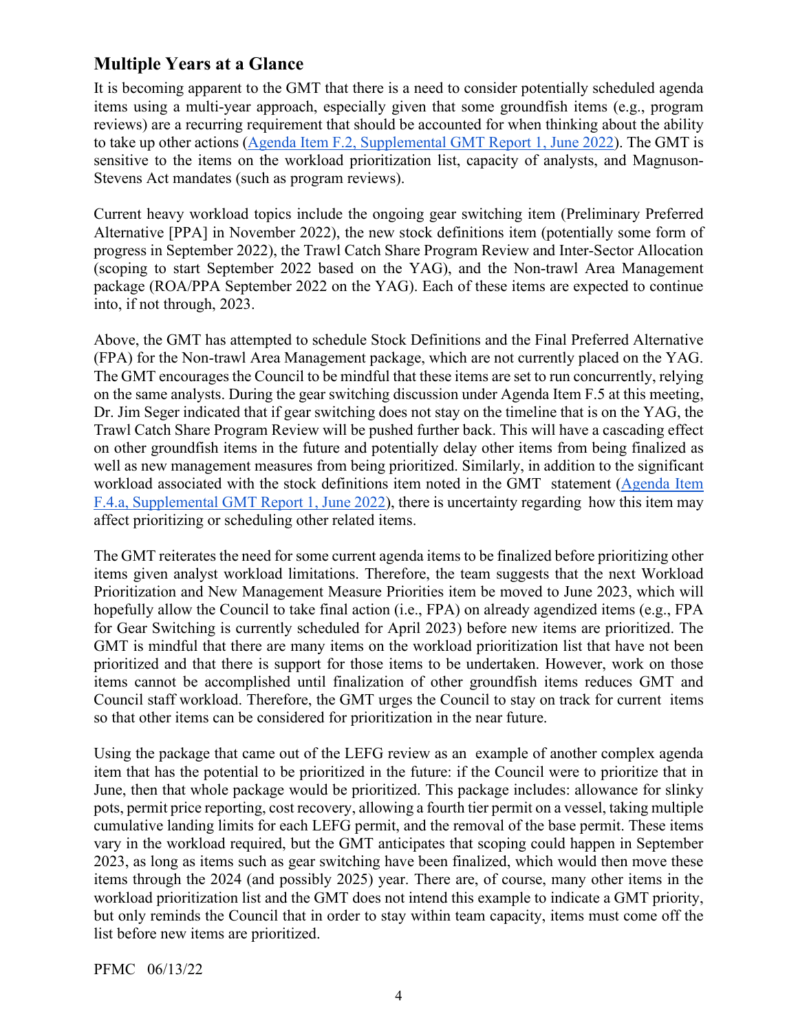## Multiple Years at a Glance

It is becoming apparent to the GMT that there is a need to consider potentially scheduled agenda items using a multi-year approach, especially given that some groundfish items (e.g., program reviews) are a recurring requirement that should be accounted for when thinking about the ability to take up other actions (Agenda Item F.2, Supplemental GMT Report 1, June 2022). The GMT is sensitive to the items on the workload prioritization list, capacity of analysts, and Magnuson-Stevens Act mandates (such as program reviews).

Current heavy workload topics include the ongoing gear switching item (Preliminary Preferred Alternative [PPA] in November 2022), the new stock definitions item (potentially some form of progress in September 2022), the Trawl Catch Share Program Review and Inter-Sector Allocation (scoping to start September 2022 based on the YAG), and the Non-trawl Area Management package (ROA/PPA September 2022 on the YAG). Each of these items are expected to continue into, if not through, 2023.

Above, the GMT has attempted to schedule Stock Definitions and the Final Preferred Alternative (FPA) for the Non-trawl Area Management package, which are not currently placed on the YAG. The GMT encourages the Council to be mindful that these items are set to run concurrently, relying on the same analysts. During the gear switching discussion under Agenda Item F.5 at this meeting, Dr. Jim Seger indicated that if gear switching does not stay on the timeline that is on the YAG, the Trawl Catch Share Program Review will be pushed further back. This will have a cascading effect on other groundfish items in the future and potentially delay other items from being finalized as well as new management measures from being prioritized. Similarly, in addition to the significant workload associated with the stock definitions item noted in the GMT statement (Agenda Item F.4.a, Supplemental GMT Report 1, June 2022), there is uncertainty regarding how this item may affect prioritizing or scheduling other related items.

The GMT reiterates the need for some current agenda items to be finalized before prioritizing other items given analyst workload limitations. Therefore, the team suggests that the next Workload Prioritization and New Management Measure Priorities item be moved to June 2023, which will hopefully allow the Council to take final action (i.e., FPA) on already agendized items (e.g., FPA for Gear Switching is currently scheduled for April 2023) before new items are prioritized. The GMT is mindful that there are many items on the workload prioritization list that have not been prioritized and that there is support for those items to be undertaken. However, work on those items cannot be accomplished until finalization of other groundfish items reduces GMT and Council staff workload. Therefore, the GMT urges the Council to stay on track for current items so that other items can be considered for prioritization in the near future.

Using the package that came out of the LEFG review as an example of another complex agenda item that has the potential to be prioritized in the future: if the Council were to prioritize that in June, then that whole package would be prioritized. This package includes: allowance for slinky pots, permit price reporting, cost recovery, allowing a fourth tier permit on a vessel, taking multiple cumulative landing limits for each LEFG permit, and the removal of the base permit. These items vary in the workload required, but the GMT anticipates that scoping could happen in September 2023, as long as items such as gear switching have been finalized, which would then move these items through the 2024 (and possibly 2025) year. There are, of course, many other items in the workload prioritization list and the GMT does not intend this example to indicate a GMT priority, but only reminds the Council that in order to stay within team capacity, items must come off the list before new items are prioritized.

PFMC 06/13/22